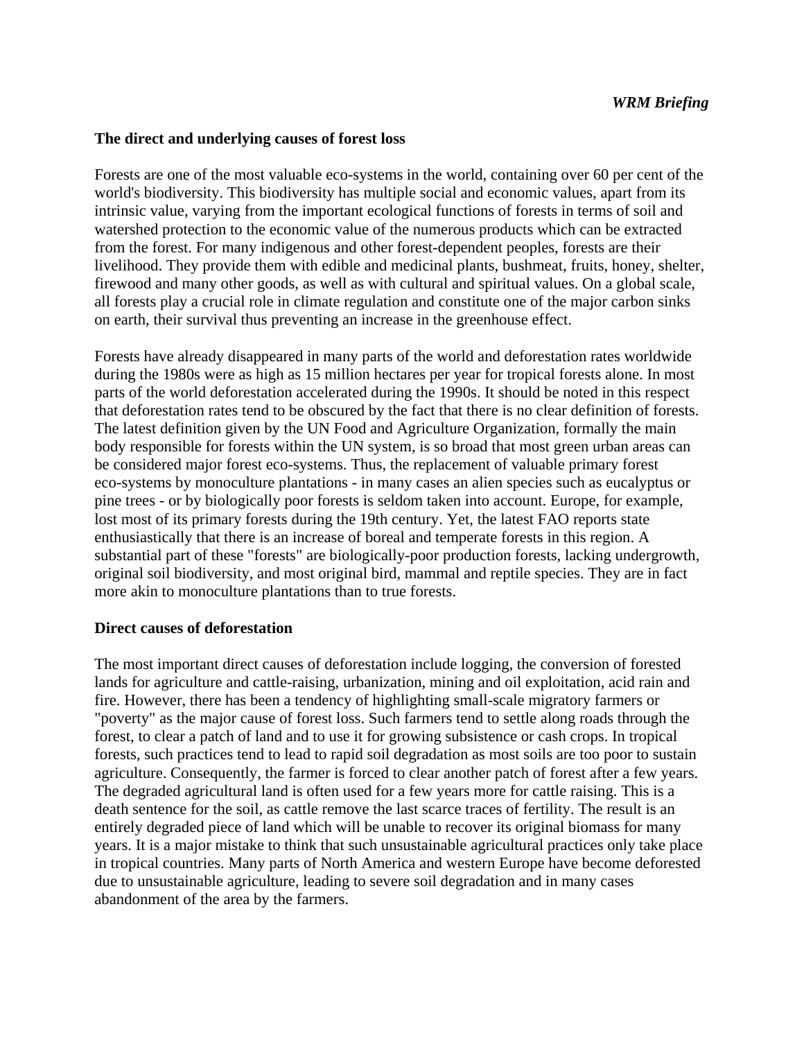*WRM Briefing*

## The direct and underlying causes of forest loss

Forests are one of the most valuable eco-systems in the world, containing over 60 per cent of the world's biodiversity. This biodiversity has multiple social and economic values, apart from its intrinsic value, varying from the important ecological functions of forests in terms of soil and watershed protection to the economic value of the numerous products which can be extracted from the forest. For many indigenous and other forest-dependent peoples, forests are their livelihood. They provide them with edible and medicinal plants, bushmeat, fruits, honey, shelter, firewood and many other goods, as well as with cultural and spiritual values. On a global scale, all forests play a crucial role in climate regulation and constitute one of the major carbon sinks on earth, their survival thus preventing an increase in the greenhouse effect.

Forests have already disappeared in many parts of the world and deforestation rates worldwide during the 1980s were as high as 15 million hectares per year for tropical forests alone. In most parts of the world deforestation accelerated during the 1990s. It should be noted in this respect that deforestation rates tend to be obscured by the fact that there is no clear definition of forests. The latest definition given by the UN Food and Agriculture Organization, formally the main body responsible for forests within the UN system, is so broad that most green urban areas can be considered major forest eco-systems. Thus, the replacement of valuable primary forest eco-systems by monoculture plantations - in many cases an alien species such as eucalyptus or pine trees - or by biologically poor forests is seldom taken into account. Europe, for example, lost most of its primary forests during the 19th century. Yet, the latest FAO reports state enthusiastically that there is an increase of boreal and temperate forests in this region. A substantial part of these "forests" are biologically-poor production forests, lacking undergrowth, original soil biodiversity, and most original bird, mammal and reptile species. They are in fact more akin to monoculture plantations than to true forests.

### Direct causes of deforestation

The most important direct causes of deforestation include logging, the conversion of forested lands for agriculture and cattle-raising, urbanization, mining and oil exploitation, acid rain and fire. However, there has been a tendency of highlighting small-scale migratory farmers or "poverty" as the major cause of forest loss. Such farmers tend to settle along roads through the forest, to clear a patch of land and to use it for growing subsistence or cash crops. In tropical forests, such practices tend to lead to rapid soil degradation as most soils are too poor to sustain agriculture. Consequently, the farmer is forced to clear another patch of forest after a few years. The degraded agricultural land is often used for a few years more for cattle raising. This is a death sentence for the soil, as cattle remove the last scarce traces of fertility. The result is an entirely degraded piece of land which will be unable to recover its original biomass for many years. It is a major mistake to think that such unsustainable agricultural practices only take place in tropical countries. Many parts of North America and western Europe have become deforested due to unsustainable agriculture, leading to severe soil degradation and in many cases abandonment of the area by the farmers.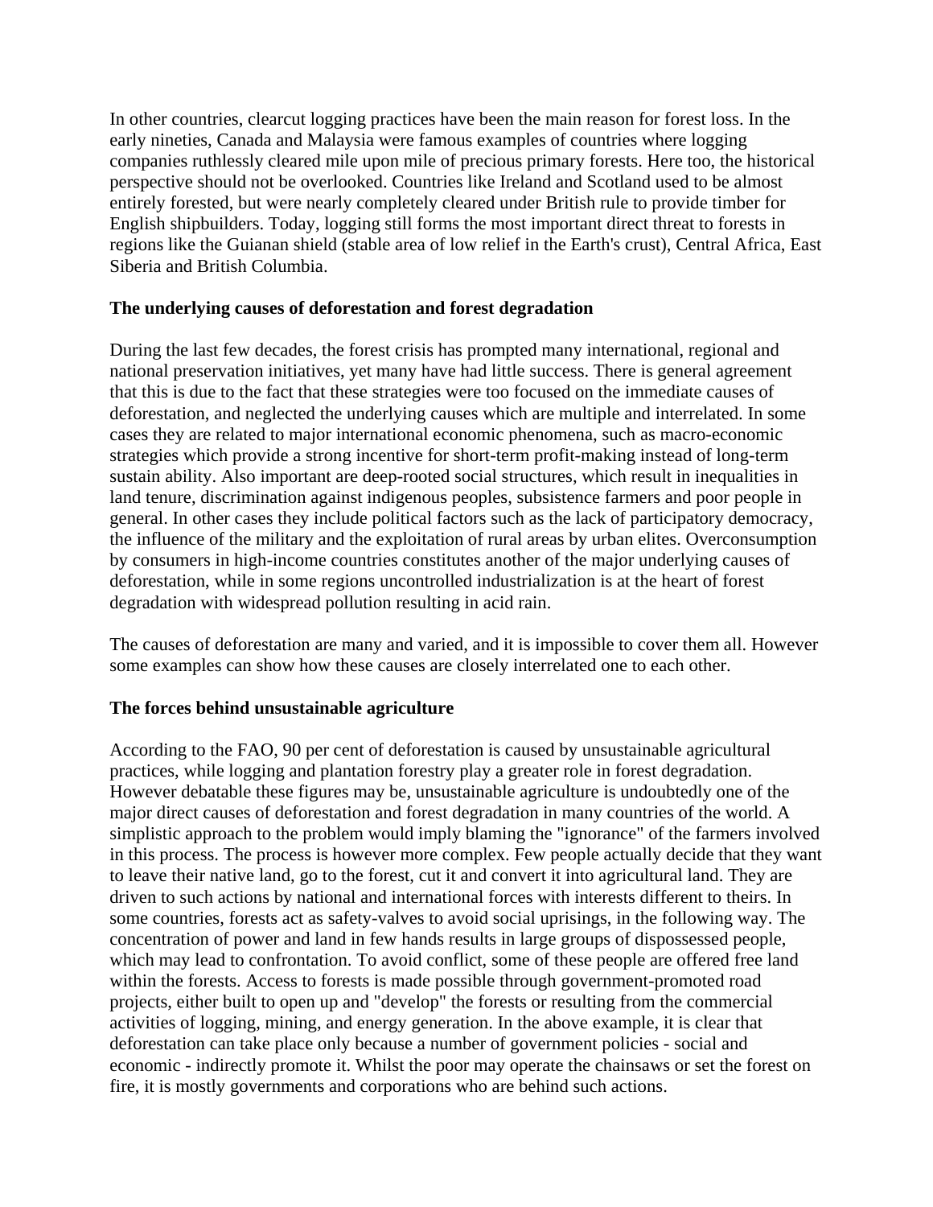In other countries, clearcut logging practices have been the main reason for forest loss. In the early nineties, Canada and Malaysia were famous examples of countries where logging companies ruthlessly cleared mile upon mile of precious primary forests. Here too, the historical perspective should not be overlooked. Countries like Ireland and Scotland used to be almost entirely forested, but were nearly completely cleared under British rule to provide timber for English shipbuilders. Today, logging still forms the most important direct threat to forests in regions like the Guianan shield (stable area of low relief in the Earth's crust), Central Africa, East Siberia and British Columbia.

**The underlying causes of deforestation and forest degradation**

During the last few decades, the forest crisis has prompted many international, regional and national preservation initiatives, yet many have had little success. There is general agreement that this is due to the fact that these strategies were too focused on the immediate causes of deforestation, and neglected the underlying causes which are multiple and interrelated. In some cases they are related to major international economic phenomena, such as macro-economic strategies which provide a strong incentive for short-term profit-making instead of long-term sustain ability. Also important are deep-rooted social structures, which result in inequalities in land tenure, discrimination against indigenous peoples, subsistence farmers and poor people in general. In other cases they include political factors such as the lack of participatory democracy, the influence of the military and the exploitation of rural areas by urban elites. Overconsumption by consumers in high-income countries constitutes another of the major underlying causes of deforestation, while in some regions uncontrolled industrialization is at the heart of forest degradation with widespread pollution resulting in acid rain.

The causes of deforestation are many and varied, and it is impossible to cover them all. However some examples can show how these causes are closely interrelated one to each other.

**The forces behind unsustainable agriculture**

According to the FAO, 90 per cent of deforestation is caused by unsustainable agricultural practices, while logging and plantation forestry play a greater role in forest degradation. However debatable these figures may be, unsustainable agriculture is undoubtedly one of the major direct causes of deforestation and forest degradation in many countries of the world. A simplistic approach to the problem would imply blaming the "ignorance" of the farmers involved in this process. The process is however more complex. Few people actually decide that they want to leave their native land, go to the forest, cut it and convert it into agricultural land. They are driven to such actions by national and international forces with interests different to theirs. In some countries, forests act as safety-valves to avoid social uprisings, in the following way. The concentration of power and land in few hands results in large groups of dispossessed people, which may lead to confrontation. To avoid conflict, some of these people are offered free land within the forests. Access to forests is made possible through government-promoted road projects, either built to open up and "develop" the forests or resulting from the commercial activities of logging, mining, and energy generation. In the above example, it is clear that deforestation can take place only because a number of government policies - social and economic - indirectly promote it. Whilst the poor may operate the chainsaws or set the forest on fire, it is mostly governments and corporations who are behind such actions.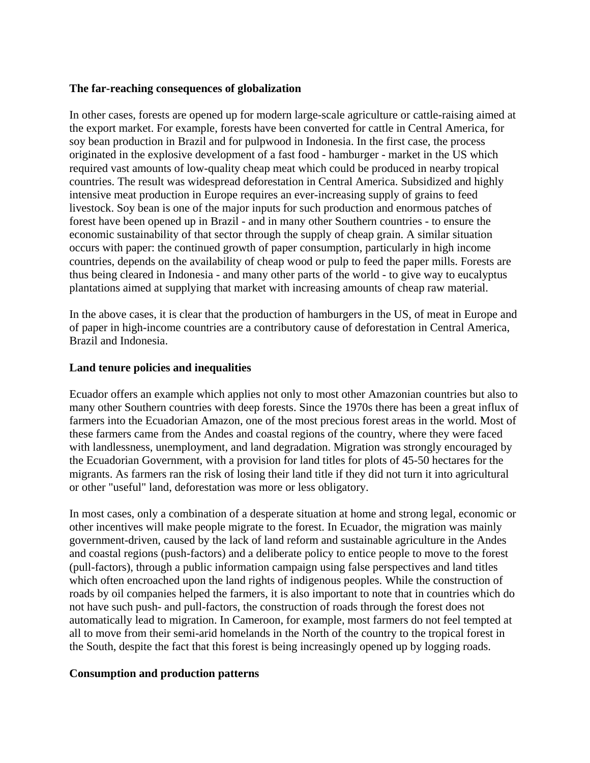**The far-reaching consequences of globalization**

In other cases, forests are opened up for modern large-scale agriculture or cattle-raising aimed at the export market. For example, forests have been converted for cattle in Central America, for soy bean production in Brazil and for pulpwood in Indonesia. In the first case, the process originated in the explosive development of a fast food - hamburger - market in the US which required vast amounts of low-quality cheap meat which could be produced in nearby tropical countries. The result was widespread deforestation in Central America. Subsidized and highly intensive meat production in Europe requires an ever-increasing supply of grains to feed livestock. Soy bean is one of the major inputs for such production and enormous patches of forest have been opened up in Brazil - and in many other Southern countries - to ensure the economic sustainability of that sector through the supply of cheap grain. A similar situation occurs with paper: the continued growth of paper consumption, particularly in high income countries, depends on the availability of cheap wood or pulp to feed the paper mills. Forests are thus being cleared in Indonesia - and many other parts of the world - to give way to eucalyptus plantations aimed at supplying that market with increasing amounts of cheap raw material.

In the above cases, it is clear that the production of hamburgers in the US, of meat in Europe and of paper in high-income countries are a contributory cause of deforestation in Central America, Brazil and Indonesia.

**Land tenure policies and inequalities**

Ecuador offers an example which applies not only to most other Amazonian countries but also to many other Southern countries with deep forests. Since the 1970s there has been a great influx of farmers into the Ecuadorian Amazon, one of the most precious forest areas in the world. Most of these farmers came from the Andes and coastal regions of the country, where they were faced with landlessness, unemployment, and land degradation. Migration was strongly encouraged by the Ecuadorian Government, with a provision for land titles for plots of 45-50 hectares for the migrants. As farmers ran the risk of losing their land title if they did not turn it into agricultural or other "useful" land, deforestation was more or less obligatory.

In most cases, only a combination of a desperate situation at home and strong legal, economic or other incentives will make people migrate to the forest. In Ecuador, the migration was mainly government-driven, caused by the lack of land reform and sustainable agriculture in the Andes and coastal regions (push-factors) and a deliberate policy to entice people to move to the forest (pull-factors), through a public information campaign using false perspectives and land titles which often encroached upon the land rights of indigenous peoples. While the construction of roads by oil companies helped the farmers, it is also important to note that in countries which do not have such push- and pull-factors, the construction of roads through the forest does not automatically lead to migration. In Cameroon, for example, most farmers do not feel tempted at all to move from their semi-arid homelands in the North of the country to the tropical forest in the South, despite the fact that this forest is being increasingly opened up by logging roads.

**Consumption and production patterns**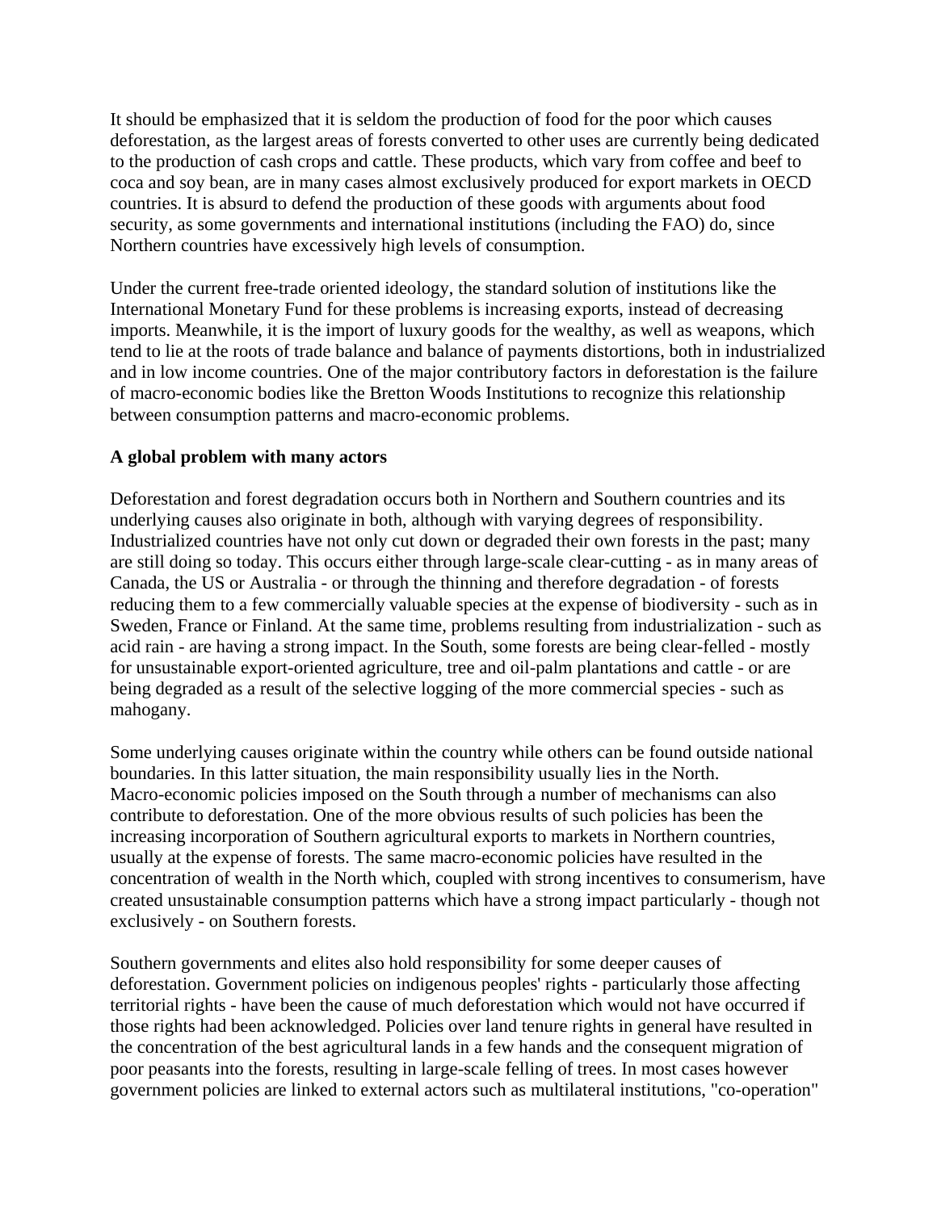It should be emphasized that it is seldom the production of food for the poor which causes deforestation, as the largest areas of forests converted to other uses are currently being dedicated to the production of cash crops and cattle. These products, which vary from coffee and beef to coca and soy bean, are in many cases almost exclusively produced for export markets in OECD countries. It is absurd to defend the production of these goods with arguments about food security, as some governments and international institutions (including the FAO) do, since Northern countries have excessively high levels of consumption.

Under the current free-trade oriented ideology, the standard solution of institutions like the International Monetary Fund for these problems is increasing exports, instead of decreasing imports. Meanwhile, it is the import of luxury goods for the wealthy, as well as weapons, which tend to lie at the roots of trade balance and balance of payments distortions, both in industrialized and in low income countries. One of the major contributory factors in deforestation is the failure of macro-economic bodies like the Bretton Woods Institutions to recognize this relationship between consumption patterns and macro-economic problems.

**A global problem with many actors**

Deforestation and forest degradation occurs both in Northern and Southern countries and its underlying causes also originate in both, although with varying degrees of responsibility. Industrialized countries have not only cut down or degraded their own forests in the past; many are still doing so today. This occurs either through large-scale clear-cutting - as in many areas of Canada, the US or Australia - or through the thinning and therefore degradation - of forests reducing them to a few commercially valuable species at the expense of biodiversity - such as in Sweden, France or Finland. At the same time, problems resulting from industrialization - such as acid rain - are having a strong impact. In the South, some forests are being clear-felled - mostly for unsustainable export-oriented agriculture, tree and oil-palm plantations and cattle - or are being degraded as a result of the selective logging of the more commercial species - such as mahogany.

Some underlying causes originate within the country while others can be found outside national boundaries. In this latter situation, the main responsibility usually lies in the North. Macro-economic policies imposed on the South through a number of mechanisms can also contribute to deforestation. One of the more obvious results of such policies has been the increasing incorporation of Southern agricultural exports to markets in Northern countries, usually at the expense of forests. The same macro-economic policies have resulted in the concentration of wealth in the North which, coupled with strong incentives to consumerism, have created unsustainable consumption patterns which have a strong impact particularly - though not exclusively - on Southern forests.

Southern governments and elites also hold responsibility for some deeper causes of deforestation. Government policies on indigenous peoples' rights - particularly those affecting territorial rights - have been the cause of much deforestation which would not have occurred if those rights had been acknowledged. Policies over land tenure rights in general have resulted in the concentration of the best agricultural lands in a few hands and the consequent migration of poor peasants into the forests, resulting in large-scale felling of trees. In most cases however government policies are linked to external actors such as multilateral institutions, "co-operation"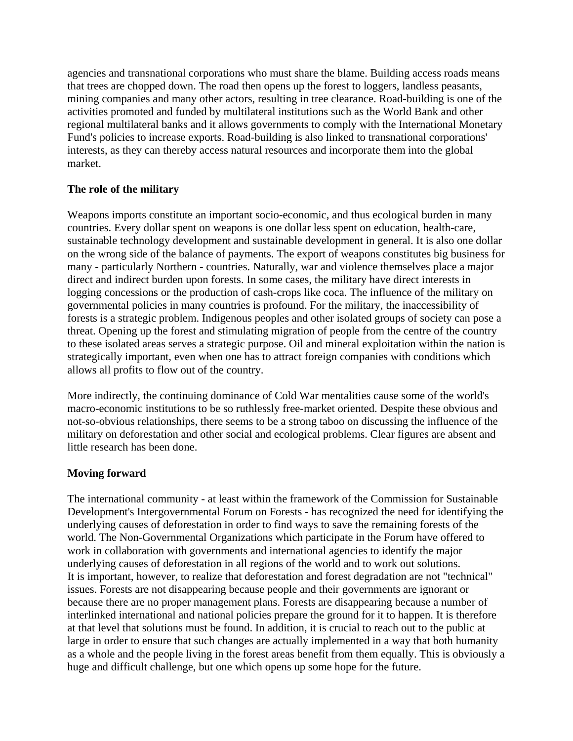agencies and transnational corporations who must share the blame. Building access roads means that trees are chopped down. The road then opens up the forest to loggers, landless peasants, mining companies and many other actors, resulting in tree clearance. Road-building is one of the activities promoted and funded by multilateral institutions such as the World Bank and other regional multilateral banks and it allows governments to comply with the International Monetary Fund's policies to increase exports. Road-building is also linked to transnational corporations' interests, as they can thereby access natural resources and incorporate them into the global market.

**The role of the military**

Weapons imports constitute an important socio-economic, and thus ecological burden in many countries. Every dollar spent on weapons is one dollar less spent on education, health-care, sustainable technology development and sustainable development in general. It is also one dollar on the wrong side of the balance of payments. The export of weapons constitutes big business for many - particularly Northern - countries. Naturally, war and violence themselves place a major direct and indirect burden upon forests. In some cases, the military have direct interests in logging concessions or the production of cash-crops like coca. The influence of the military on governmental policies in many countries is profound. For the military, the inaccessibility of forests is a strategic problem. Indigenous peoples and other isolated groups of society can pose a threat. Opening up the forest and stimulating migration of people from the centre of the country to these isolated areas serves a strategic purpose. Oil and mineral exploitation within the nation is strategically important, even when one has to attract foreign companies with conditions which allows all profits to flow out of the country.

More indirectly, the continuing dominance of Cold War mentalities cause some of the world's macro-economic institutions to be so ruthlessly free-market oriented. Despite these obvious and not-so-obvious relationships, there seems to be a strong taboo on discussing the influence of the military on deforestation and other social and ecological problems. Clear figures are absent and little research has been done.

**Moving forward**

The international community - at least within the framework of the Commission for Sustainable Development's Intergovernmental Forum on Forests - has recognized the need for identifying the underlying causes of deforestation in order to find ways to save the remaining forests of the world. The Non-Governmental Organizations which participate in the Forum have offered to work in collaboration with governments and international agencies to identify the major underlying causes of deforestation in all regions of the world and to work out solutions.
It is important, however, to realize that deforestation and forest degradation are not "technical" issues. Forests are not disappearing because people and their governments are ignorant or because there are no proper management plans. Forests are disappearing because a number of interlinked international and national policies prepare the ground for it to happen. It is therefore at that level that solutions must be found. In addition, it is crucial to reach out to the public at large in order to ensure that such changes are actually implemented in a way that both humanity as a whole and the people living in the forest areas benefit from them equally. This is obviously a huge and difficult challenge, but one which opens up some hope for the future.